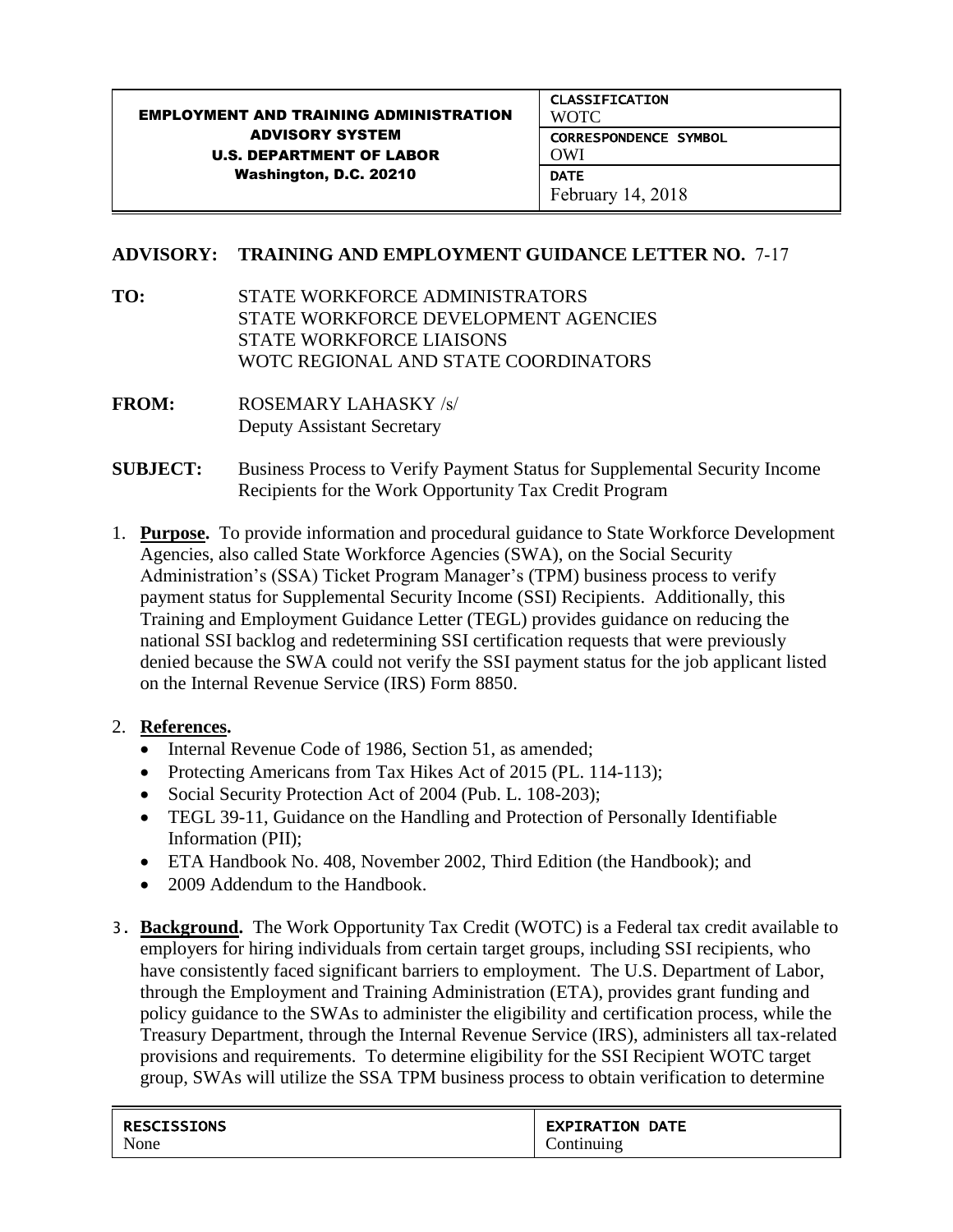| EMPLOYMENT AND TRAINING ADMINISTRATION ADVISORY SYSTEM U.S. DEPARTMENT OF LABOR Washington, D.C. 20210 | CLASSIFICATION WOTC |
|---|---|
| | CORRESPONDENCE SYMBOL OWI |
| | DATE February 14, 2018 |

**ADVISORY: TRAINING AND EMPLOYMENT GUIDANCE LETTER NO.** 7-17

**TO:** STATE WORKFORCE ADMINISTRATORS
STATE WORKFORCE DEVELOPMENT AGENCIES
STATE WORKFORCE LIAISONS
WOTC REGIONAL AND STATE COORDINATORS

**FROM:** ROSEMARY LAHASKY /s/
Deputy Assistant Secretary

**SUBJECT:** Business Process to Verify Payment Status for Supplemental Security Income Recipients for the Work Opportunity Tax Credit Program

1. **Purpose.** To provide information and procedural guidance to State Workforce Development Agencies, also called State Workforce Agencies (SWA), on the Social Security Administration's (SSA) Ticket Program Manager's (TPM) business process to verify payment status for Supplemental Security Income (SSI) Recipients. Additionally, this Training and Employment Guidance Letter (TEGL) provides guidance on reducing the national SSI backlog and redetermining SSI certification requests that were previously denied because the SWA could not verify the SSI payment status for the job applicant listed on the Internal Revenue Service (IRS) Form 8850.

2. **References.**
   - Internal Revenue Code of 1986, Section 51, as amended;
   - Protecting Americans from Tax Hikes Act of 2015 (PL. 114-113);
   - Social Security Protection Act of 2004 (Pub. L. 108-203);
   - TEGL 39-11, Guidance on the Handling and Protection of Personally Identifiable Information (PII);
   - ETA Handbook No. 408, November 2002, Third Edition (the Handbook); and
   - 2009 Addendum to the Handbook.

3. **Background.** The Work Opportunity Tax Credit (WOTC) is a Federal tax credit available to employers for hiring individuals from certain target groups, including SSI recipients, who have consistently faced significant barriers to employment. The U.S. Department of Labor, through the Employment and Training Administration (ETA), provides grant funding and policy guidance to the SWAs to administer the eligibility and certification process, while the Treasury Department, through the Internal Revenue Service (IRS), administers all tax-related provisions and requirements. To determine eligibility for the SSI Recipient WOTC target group, SWAs will utilize the SSA TPM business process to obtain verification to determine

| RESCISSIONS | EXPIRATION DATE |
|---|---|
| None | Continuing |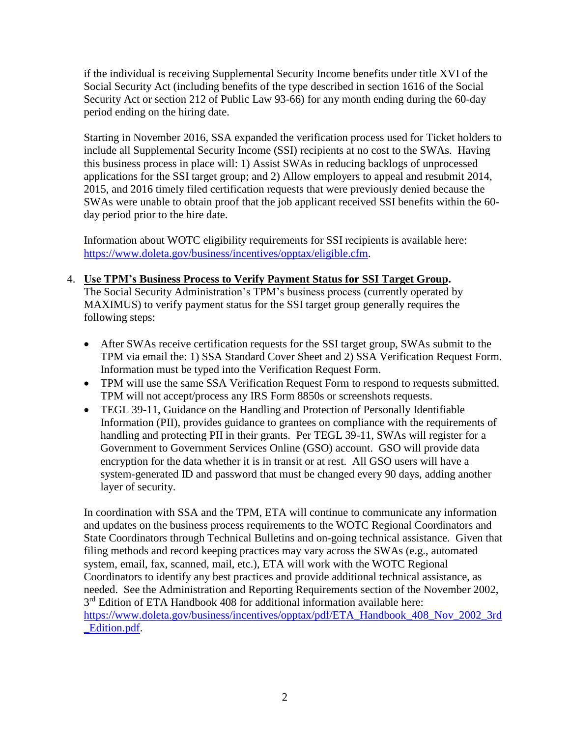if the individual is receiving Supplemental Security Income benefits under title XVI of the Social Security Act (including benefits of the type described in section 1616 of the Social Security Act or section 212 of Public Law 93-66) for any month ending during the 60-day period ending on the hiring date.

Starting in November 2016, SSA expanded the verification process used for Ticket holders to include all Supplemental Security Income (SSI) recipients at no cost to the SWAs. Having this business process in place will: 1) Assist SWAs in reducing backlogs of unprocessed applications for the SSI target group; and 2) Allow employers to appeal and resubmit 2014, 2015, and 2016 timely filed certification requests that were previously denied because the SWAs were unable to obtain proof that the job applicant received SSI benefits within the 60-day period prior to the hire date.

Information about WOTC eligibility requirements for SSI recipients is available here: https://www.doleta.gov/business/incentives/opptax/eligible.cfm.

4. **Use TPM's Business Process to Verify Payment Status for SSI Target Group.** The Social Security Administration's TPM's business process (currently operated by MAXIMUS) to verify payment status for the SSI target group generally requires the following steps:

   - After SWAs receive certification requests for the SSI target group, SWAs submit to the TPM via email the: 1) SSA Standard Cover Sheet and 2) SSA Verification Request Form. Information must be typed into the Verification Request Form.
   - TPM will use the same SSA Verification Request Form to respond to requests submitted. TPM will not accept/process any IRS Form 8850s or screenshots requests.
   - TEGL 39-11, Guidance on the Handling and Protection of Personally Identifiable Information (PII), provides guidance to grantees on compliance with the requirements of handling and protecting PII in their grants. Per TEGL 39-11, SWAs will register for a Government to Government Services Online (GSO) account. GSO will provide data encryption for the data whether it is in transit or at rest. All GSO users will have a system-generated ID and password that must be changed every 90 days, adding another layer of security.

   In coordination with SSA and the TPM, ETA will continue to communicate any information and updates on the business process requirements to the WOTC Regional Coordinators and State Coordinators through Technical Bulletins and on-going technical assistance. Given that filing methods and record keeping practices may vary across the SWAs (e.g., automated system, email, fax, scanned, mail, etc.), ETA will work with the WOTC Regional Coordinators to identify any best practices and provide additional technical assistance, as needed. See the Administration and Reporting Requirements section of the November 2002, 3rd Edition of ETA Handbook 408 for additional information available here: https://www.doleta.gov/business/incentives/opptax/pdf/ETA_Handbook_408_Nov_2002_3rd_Edition.pdf.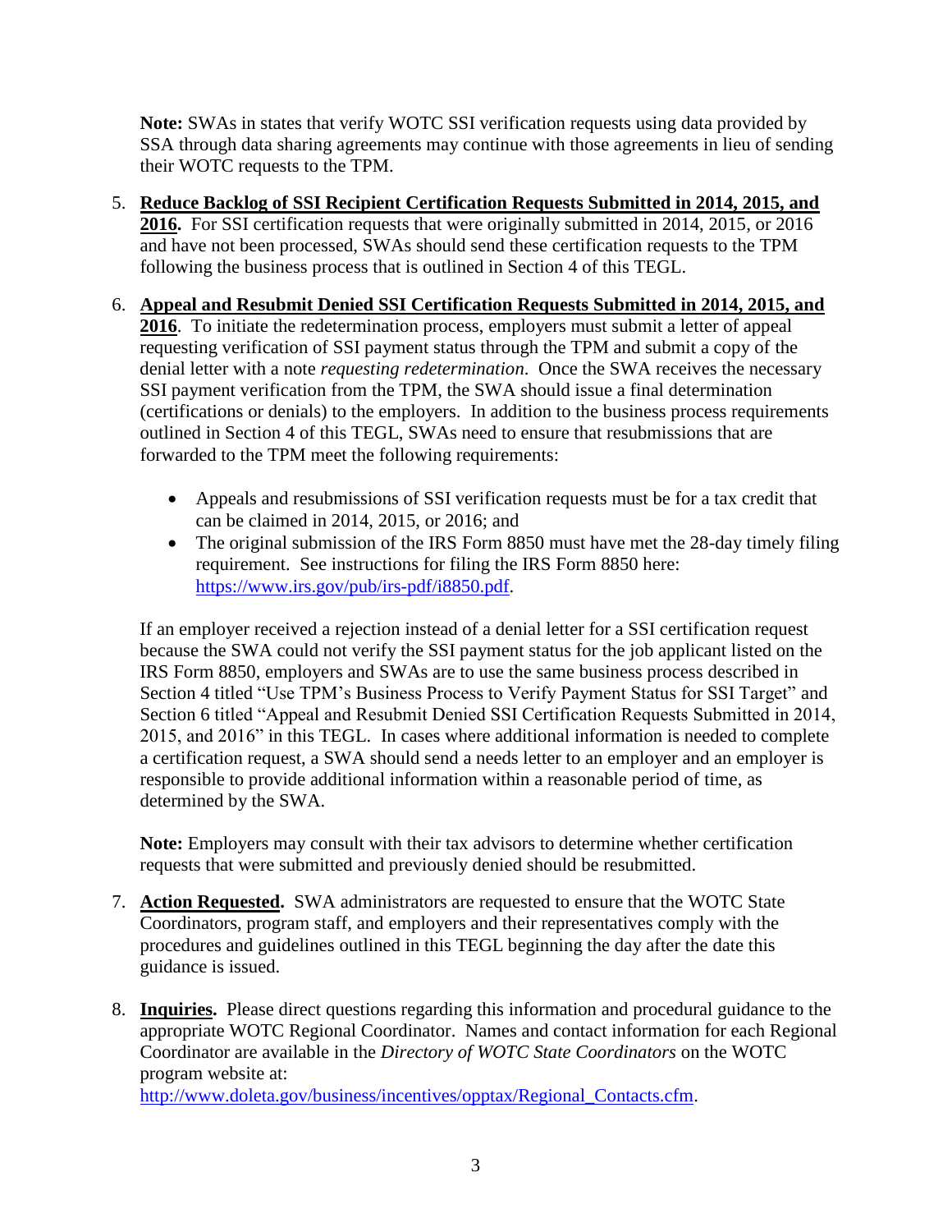**Note:** SWAs in states that verify WOTC SSI verification requests using data provided by SSA through data sharing agreements may continue with those agreements in lieu of sending their WOTC requests to the TPM.

5. **Reduce Backlog of SSI Recipient Certification Requests Submitted in 2014, 2015, and 2016.** For SSI certification requests that were originally submitted in 2014, 2015, or 2016 and have not been processed, SWAs should send these certification requests to the TPM following the business process that is outlined in Section 4 of this TEGL.

6. **Appeal and Resubmit Denied SSI Certification Requests Submitted in 2014, 2015, and 2016**. To initiate the redetermination process, employers must submit a letter of appeal requesting verification of SSI payment status through the TPM and submit a copy of the denial letter with a note *requesting redetermination*. Once the SWA receives the necessary SSI payment verification from the TPM, the SWA should issue a final determination (certifications or denials) to the employers. In addition to the business process requirements outlined in Section 4 of this TEGL, SWAs need to ensure that resubmissions that are forwarded to the TPM meet the following requirements:

   - Appeals and resubmissions of SSI verification requests must be for a tax credit that can be claimed in 2014, 2015, or 2016; and
   - The original submission of the IRS Form 8850 must have met the 28-day timely filing requirement. See instructions for filing the IRS Form 8850 here: https://www.irs.gov/pub/irs-pdf/i8850.pdf.

   If an employer received a rejection instead of a denial letter for a SSI certification request because the SWA could not verify the SSI payment status for the job applicant listed on the IRS Form 8850, employers and SWAs are to use the same business process described in Section 4 titled "Use TPM's Business Process to Verify Payment Status for SSI Target" and Section 6 titled "Appeal and Resubmit Denied SSI Certification Requests Submitted in 2014, 2015, and 2016" in this TEGL. In cases where additional information is needed to complete a certification request, a SWA should send a needs letter to an employer and an employer is responsible to provide additional information within a reasonable period of time, as determined by the SWA.

   **Note:** Employers may consult with their tax advisors to determine whether certification requests that were submitted and previously denied should be resubmitted.

7. **Action Requested.** SWA administrators are requested to ensure that the WOTC State Coordinators, program staff, and employers and their representatives comply with the procedures and guidelines outlined in this TEGL beginning the day after the date this guidance is issued.

8. **Inquiries.** Please direct questions regarding this information and procedural guidance to the appropriate WOTC Regional Coordinator. Names and contact information for each Regional Coordinator are available in the *Directory of WOTC State Coordinators* on the WOTC program website at: http://www.doleta.gov/business/incentives/opptax/Regional_Contacts.cfm.